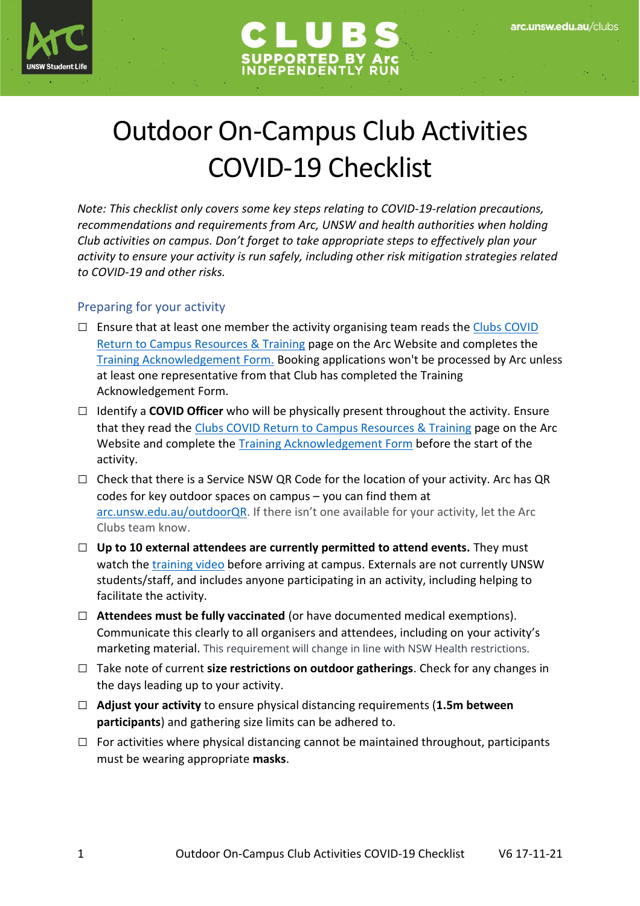# Outdoor On-Campus Club Activities COVID-19 Checklist

*Note: This checklist only covers some key steps relating to COVID-19-relation precautions, recommendations and requirements from Arc, UNSW and health authorities when holding Club activities on campus. Don't forget to take appropriate steps to effectively plan your activity to ensure your activity is run safely, including other risk mitigation strategies related to COVID-19 and other risks.*

## Preparing for your activity

- ☐ Ensure that at least one member the activity organising team reads the Clubs COVID Return to Campus Resources & Training page on the Arc Website and completes the Training Acknowledgement Form. Booking applications won't be processed by Arc unless at least one representative from that Club has completed the Training Acknowledgement Form.
- ☐ Identify a **COVID Officer** who will be physically present throughout the activity. Ensure that they read the Clubs COVID Return to Campus Resources & Training page on the Arc Website and complete the Training Acknowledgement Form before the start of the activity.
- ☐ Check that there is a Service NSW QR Code for the location of your activity. Arc has QR codes for key outdoor spaces on campus – you can find them at arc.unsw.edu.au/outdoorQR. If there isn't one available for your activity, let the Arc Clubs team know.
- ☐ **Up to 10 external attendees are currently permitted to attend events.** They must watch the training video before arriving at campus. Externals are not currently UNSW students/staff, and includes anyone participating in an activity, including helping to facilitate the activity.
- ☐ **Attendees must be fully vaccinated** (or have documented medical exemptions). Communicate this clearly to all organisers and attendees, including on your activity's marketing material. This requirement will change in line with NSW Health restrictions.
- ☐ Take note of current **size restrictions on outdoor gatherings**. Check for any changes in the days leading up to your activity.
- ☐ **Adjust your activity** to ensure physical distancing requirements (**1.5m between participants**) and gathering size limits can be adhered to.
- ☐ For activities where physical distancing cannot be maintained throughout, participants must be wearing appropriate **masks**.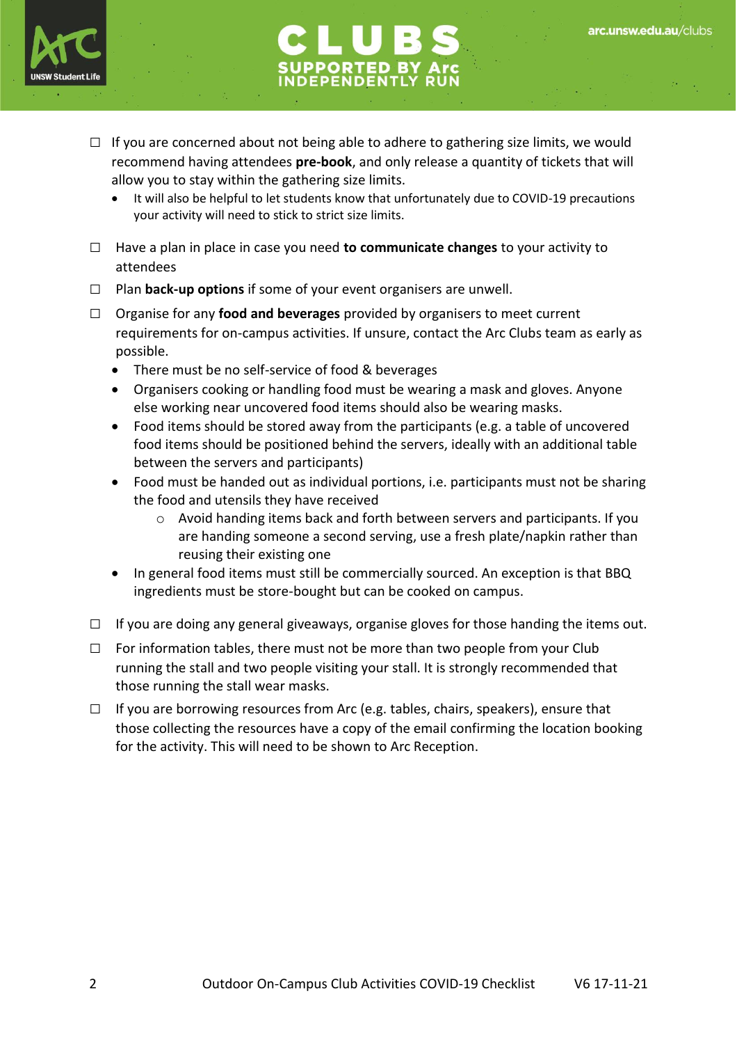- ☐ If you are concerned about not being able to adhere to gathering size limits, we would recommend having attendees **pre-book**, and only release a quantity of tickets that will allow you to stay within the gathering size limits.
  - It will also be helpful to let students know that unfortunately due to COVID-19 precautions your activity will need to stick to strict size limits.
- ☐ Have a plan in place in case you need **to communicate changes** to your activity to attendees
- ☐ Plan **back-up options** if some of your event organisers are unwell.
- ☐ Organise for any **food and beverages** provided by organisers to meet current requirements for on-campus activities. If unsure, contact the Arc Clubs team as early as possible.
  - There must be no self-service of food & beverages
  - Organisers cooking or handling food must be wearing a mask and gloves. Anyone else working near uncovered food items should also be wearing masks.
  - Food items should be stored away from the participants (e.g. a table of uncovered food items should be positioned behind the servers, ideally with an additional table between the servers and participants)
  - Food must be handed out as individual portions, i.e. participants must not be sharing the food and utensils they have received
    - Avoid handing items back and forth between servers and participants. If you are handing someone a second serving, use a fresh plate/napkin rather than reusing their existing one
  - In general food items must still be commercially sourced. An exception is that BBQ ingredients must be store-bought but can be cooked on campus.
- ☐ If you are doing any general giveaways, organise gloves for those handing the items out.
- ☐ For information tables, there must not be more than two people from your Club running the stall and two people visiting your stall. It is strongly recommended that those running the stall wear masks.
- ☐ If you are borrowing resources from Arc (e.g. tables, chairs, speakers), ensure that those collecting the resources have a copy of the email confirming the location booking for the activity. This will need to be shown to Arc Reception.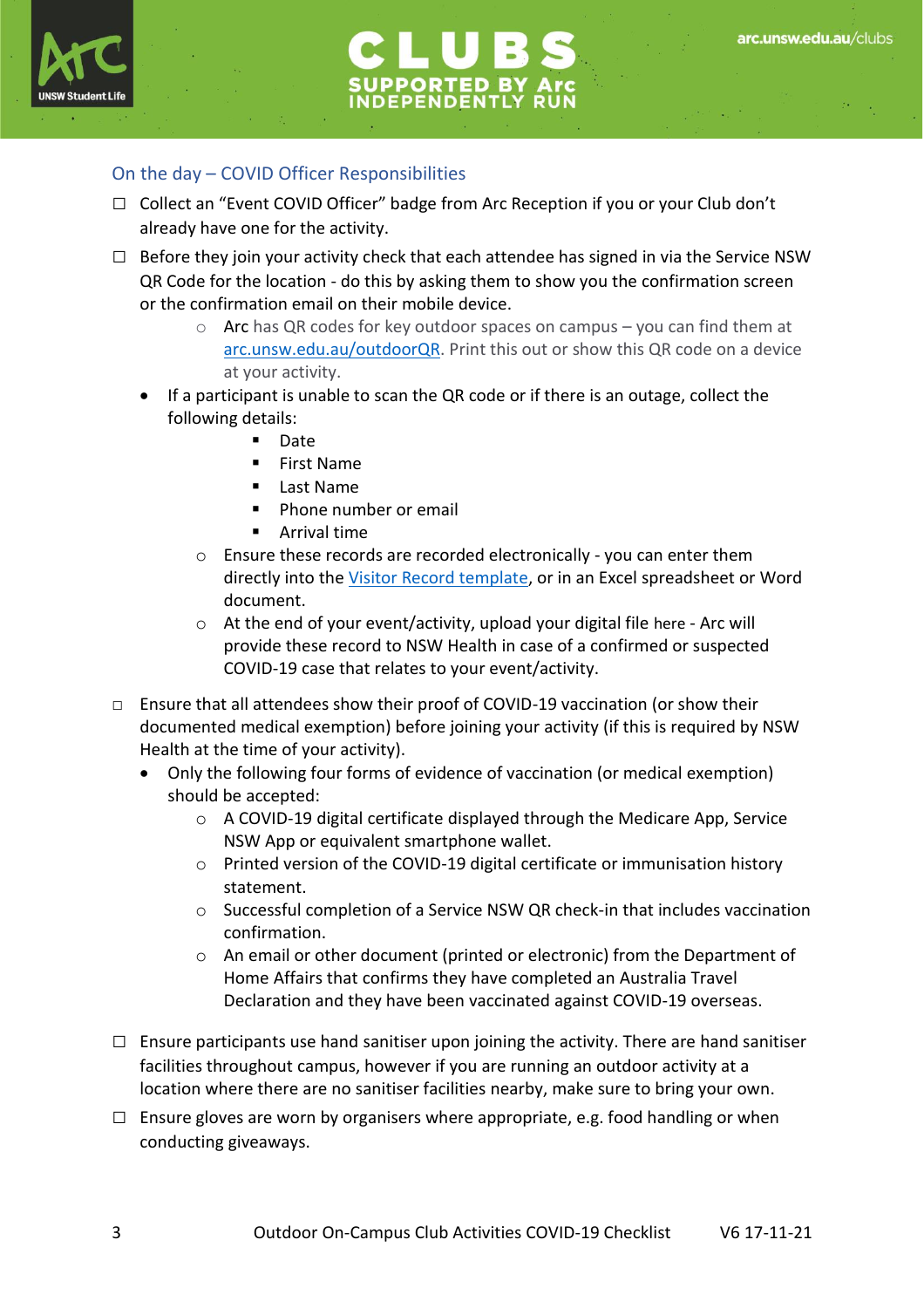## On the day – COVID Officer Responsibilities

- ☐ Collect an "Event COVID Officer" badge from Arc Reception if you or your Club don't already have one for the activity.
- ☐ Before they join your activity check that each attendee has signed in via the Service NSW QR Code for the location - do this by asking them to show you the confirmation screen or the confirmation email on their mobile device.
    - Arc has QR codes for key outdoor spaces on campus – you can find them at [arc.unsw.edu.au/outdoorQR](arc.unsw.edu.au/outdoorQR). Print this out or show this QR code on a device at your activity.
  - If a participant is unable to scan the QR code or if there is an outage, collect the following details:
      - Date
      - First Name
      - Last Name
      - Phone number or email
      - Arrival time
    - Ensure these records are recorded electronically - you can enter them directly into the Visitor Record template, or in an Excel spreadsheet or Word document.
    - At the end of your event/activity, upload your digital file here - Arc will provide these record to NSW Health in case of a confirmed or suspected COVID-19 case that relates to your event/activity.
- ☐ Ensure that all attendees show their proof of COVID-19 vaccination (or show their documented medical exemption) before joining your activity (if this is required by NSW Health at the time of your activity).
  - Only the following four forms of evidence of vaccination (or medical exemption) should be accepted:
    - A COVID-19 digital certificate displayed through the Medicare App, Service NSW App or equivalent smartphone wallet.
    - Printed version of the COVID-19 digital certificate or immunisation history statement.
    - Successful completion of a Service NSW QR check-in that includes vaccination confirmation.
    - An email or other document (printed or electronic) from the Department of Home Affairs that confirms they have completed an Australia Travel Declaration and they have been vaccinated against COVID-19 overseas.
- ☐ Ensure participants use hand sanitiser upon joining the activity. There are hand sanitiser facilities throughout campus, however if you are running an outdoor activity at a location where there are no sanitiser facilities nearby, make sure to bring your own.
- ☐ Ensure gloves are worn by organisers where appropriate, e.g. food handling or when conducting giveaways.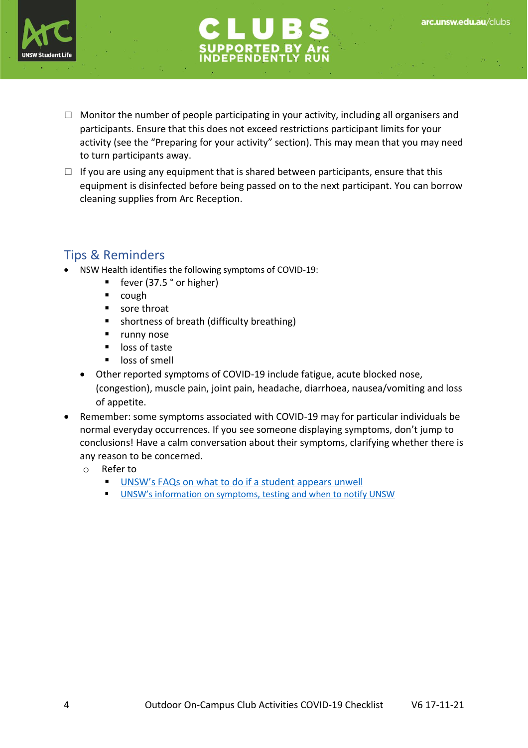- ☐ Monitor the number of people participating in your activity, including all organisers and participants. Ensure that this does not exceed restrictions participant limits for your activity (see the "Preparing for your activity" section). This may mean that you may need to turn participants away.
- ☐ If you are using any equipment that is shared between participants, ensure that this equipment is disinfected before being passed on to the next participant. You can borrow cleaning supplies from Arc Reception.

## Tips & Reminders

- NSW Health identifies the following symptoms of COVID-19:
  - fever (37.5 ° or higher)
  - cough
  - sore throat
  - shortness of breath (difficulty breathing)
  - runny nose
  - loss of taste
  - loss of smell
  - Other reported symptoms of COVID-19 include fatigue, acute blocked nose, (congestion), muscle pain, joint pain, headache, diarrhoea, nausea/vomiting and loss of appetite.
- Remember: some symptoms associated with COVID-19 may for particular individuals be normal everyday occurrences. If you see someone displaying symptoms, don't jump to conclusions! Have a calm conversation about their symptoms, clarifying whether there is any reason to be concerned.
  - Refer to
    - UNSW's FAQs on what to do if a student appears unwell
    - UNSW's information on symptoms, testing and when to notify UNSW